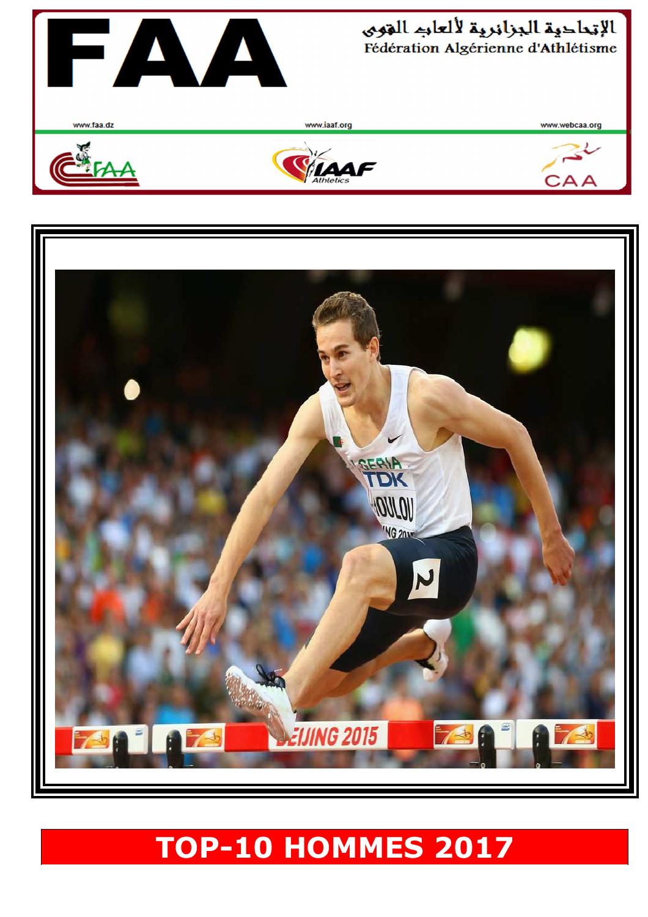# FAA

الإتحادية الجزائرية لألعاب القوى

Fédération Algérienne d'Athlétisme

www.faa.dz www.iaaf.org www.webcaa.org

## TOP-10 HOMMES 2017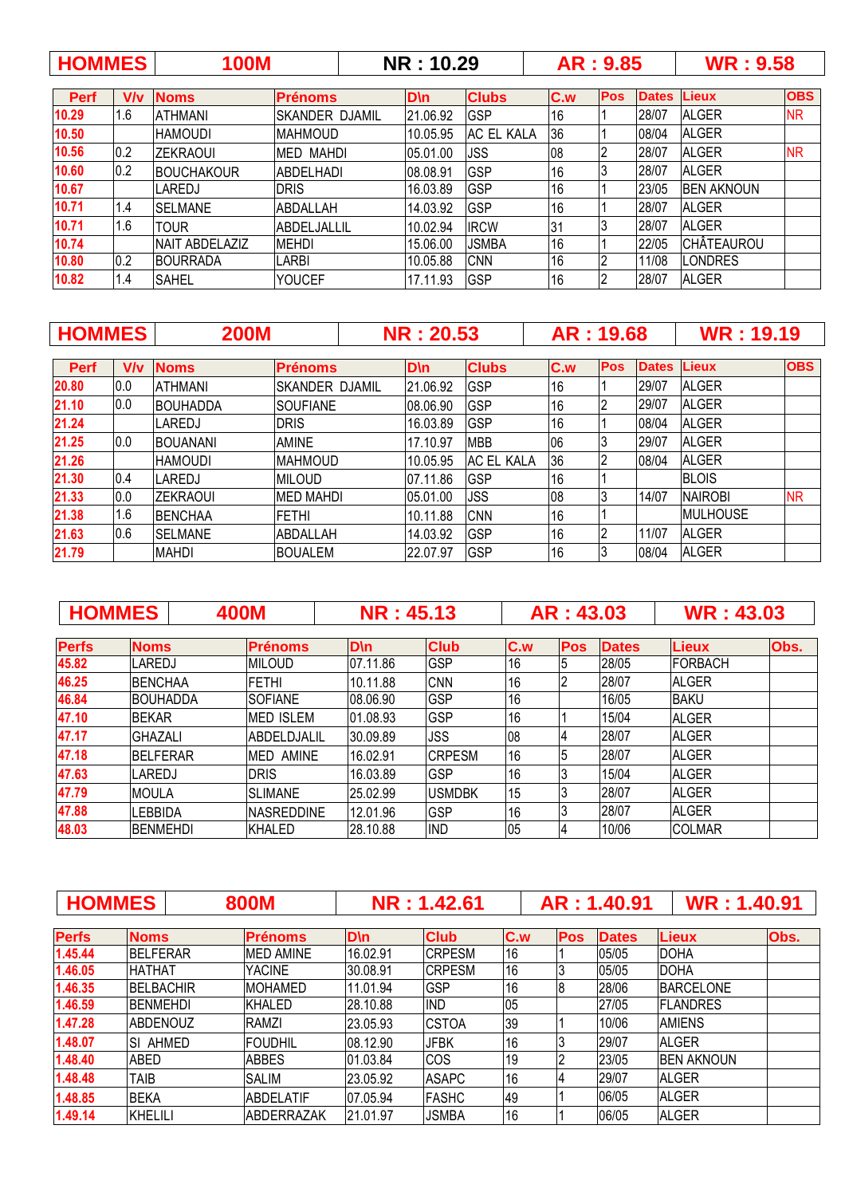| HOMMES | 100M | NR : 10.29 | AR : 9.85 | WR : 9.58 |
|---|---|---|---|---|

| Perf | V/v | Noms | Prénoms | D\n | Clubs | C.w | Pos | Dates | Lieux | OBS |
|---|---|---|---|---|---|---|---|---|---|---|
| 10.29 | 1.6 | ATHMANI | SKANDER DJAMIL | 21.06.92 | GSP | 16 | 1 | 28/07 | ALGER | NR |
| 10.50 | | HAMOUDI | MAHMOUD | 10.05.95 | AC EL KALA | 36 | 1 | 08/04 | ALGER | |
| 10.56 | 0.2 | ZEKRAOUI | MED MAHDI | 05.01.00 | JSS | 08 | 2 | 28/07 | ALGER | NR |
| 10.60 | 0.2 | BOUCHAKOUR | ABDELHADI | 08.08.91 | GSP | 16 | 3 | 28/07 | ALGER | |
| 10.67 | | LAREDJ | DRIS | 16.03.89 | GSP | 16 | 1 | 23/05 | BEN AKNOUN | |
| 10.71 | 1.4 | SELMANE | ABDALLAH | 14.03.92 | GSP | 16 | 1 | 28/07 | ALGER | |
| 10.71 | 1.6 | TOUR | ABDELJALLIL | 10.02.94 | IRCW | 31 | 3 | 28/07 | ALGER | |
| 10.74 | | NAIT ABDELAZIZ | MEHDI | 15.06.00 | JSMBA | 16 | 1 | 22/05 | CHÂTEAUROU | |
| 10.80 | 0.2 | BOURRADA | LARBI | 10.05.88 | CNN | 16 | 2 | 11/08 | LONDRES | |
| 10.82 | 1.4 | SAHEL | YOUCEF | 17.11.93 | GSP | 16 | 2 | 28/07 | ALGER | |

| HOMMES | 200M | NR : 20.53 | AR : 19.68 | WR : 19.19 |
|---|---|---|---|---|

| Perf | V/v | Noms | Prénoms | D\n | Clubs | C.w | Pos | Dates | Lieux | OBS |
|---|---|---|---|---|---|---|---|---|---|---|
| 20.80 | 0.0 | ATHMANI | SKANDER DJAMIL | 21.06.92 | GSP | 16 | 1 | 29/07 | ALGER | |
| 21.10 | 0.0 | BOUHADDA | SOUFIANE | 08.06.90 | GSP | 16 | 2 | 29/07 | ALGER | |
| 21.24 | | LAREDJ | DRIS | 16.03.89 | GSP | 16 | 1 | 08/04 | ALGER | |
| 21.25 | 0.0 | BOUANANI | AMINE | 17.10.97 | MBB | 06 | 3 | 29/07 | ALGER | |
| 21.26 | | HAMOUDI | MAHMOUD | 10.05.95 | AC EL KALA | 36 | 2 | 08/04 | ALGER | |
| 21.30 | 0.4 | LAREDJ | MILOUD | 07.11.86 | GSP | 16 | 1 | | BLOIS | |
| 21.33 | 0.0 | ZEKRAOUI | MED MAHDI | 05.01.00 | JSS | 08 | 3 | 14/07 | NAIROBI | NR |
| 21.38 | 1.6 | BENCHAA | FETHI | 10.11.88 | CNN | 16 | 1 | | MULHOUSE | |
| 21.63 | 0.6 | SELMANE | ABDALLAH | 14.03.92 | GSP | 16 | 2 | 11/07 | ALGER | |
| 21.79 | | MAHDI | BOUALEM | 22.07.97 | GSP | 16 | 3 | 08/04 | ALGER | |

| HOMMES | 400M | NR : 45.13 | AR : 43.03 | WR : 43.03 |
|---|---|---|---|---|

| Perfs | Noms | Prénoms | D\n | Club | C.w | Pos | Dates | Lieux | Obs. |
|---|---|---|---|---|---|---|---|---|---|
| 45.82 | LAREDJ | MILOUD | 07.11.86 | GSP | 16 | 5 | 28/05 | FORBACH | |
| 46.25 | BENCHAA | FETHI | 10.11.88 | CNN | 16 | 2 | 28/07 | ALGER | |
| 46.84 | BOUHADDA | SOFIANE | 08.06.90 | GSP | 16 | | 16/05 | BAKU | |
| 47.10 | BEKAR | MED ISLEM | 01.08.93 | GSP | 16 | 1 | 15/04 | ALGER | |
| 47.17 | GHAZALI | ABDELDJALIL | 30.09.89 | JSS | 08 | 4 | 28/07 | ALGER | |
| 47.18 | BELFERAR | MED AMINE | 16.02.91 | CRPESM | 16 | 5 | 28/07 | ALGER | |
| 47.63 | LAREDJ | DRIS | 16.03.89 | GSP | 16 | 3 | 15/04 | ALGER | |
| 47.79 | MOULA | SLIMANE | 25.02.99 | USMDBK | 15 | 3 | 28/07 | ALGER | |
| 47.88 | LEBBIDA | NASREDDINE | 12.01.96 | GSP | 16 | 3 | 28/07 | ALGER | |
| 48.03 | BENMEHDI | KHALED | 28.10.88 | IND | 05 | 4 | 10/06 | COLMAR | |

| HOMMES | 800M | NR : 1.42.61 | AR : 1.40.91 | WR : 1.40.91 |
|---|---|---|---|---|

| Perfs | Noms | Prénoms | D\n | Club | C.w | Pos | Dates | Lieux | Obs. |
|---|---|---|---|---|---|---|---|---|---|
| 1.45.44 | BELFERAR | MED AMINE | 16.02.91 | CRPESM | 16 | 1 | 05/05 | DOHA | |
| 1.46.05 | HATHAT | YACINE | 30.08.91 | CRPESM | 16 | 3 | 05/05 | DOHA | |
| 1.46.35 | BELBACHIR | MOHAMED | 11.01.94 | GSP | 16 | 8 | 28/06 | BARCELONE | |
| 1.46.59 | BENMEHDI | KHALED | 28.10.88 | IND | 05 | | 27/05 | FLANDRES | |
| 1.47.28 | ABDENOUZ | RAMZI | 23.05.93 | CSTOA | 39 | 1 | 10/06 | AMIENS | |
| 1.48.07 | SI AHMED | FOUDHIL | 08.12.90 | JFBK | 16 | 3 | 29/07 | ALGER | |
| 1.48.40 | ABED | ABBES | 01.03.84 | COS | 19 | 2 | 23/05 | BEN AKNOUN | |
| 1.48.48 | TAIB | SALIM | 23.05.92 | ASAPC | 16 | 4 | 29/07 | ALGER | |
| 1.48.85 | BEKA | ABDELATIF | 07.05.94 | FASHC | 49 | 1 | 06/05 | ALGER | |
| 1.49.14 | KHELILI | ABDERRAZAK | 21.01.97 | JSMBA | 16 | 1 | 06/05 | ALGER | |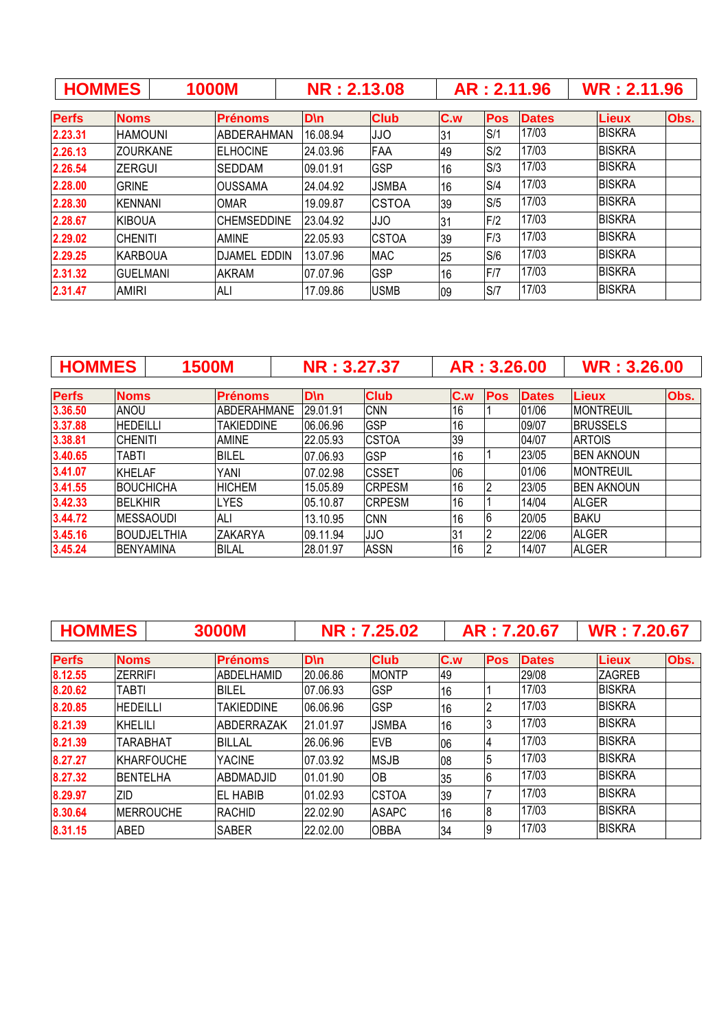| HOMMES | 1000M | NR : 2.13.08 | AR : 2.11.96 | WR : 2.11.96 |
|---|---|---|---|---|

| Perfs | Noms | Prénoms | D\n | Club | C.w | Pos | Dates | Lieux | Obs. |
|---|---|---|---|---|---|---|---|---|---|
| 2.23.31 | HAMOUNI | ABDERAHMAN | 16.08.94 | JJO | 31 | S/1 | 17/03 | BISKRA | |
| 2.26.13 | ZOURKANE | ELHOCINE | 24.03.96 | FAA | 49 | S/2 | 17/03 | BISKRA | |
| 2.26.54 | ZERGUI | SEDDAM | 09.01.91 | GSP | 16 | S/3 | 17/03 | BISKRA | |
| 2.28.00 | GRINE | OUSSAMA | 24.04.92 | JSMBA | 16 | S/4 | 17/03 | BISKRA | |
| 2.28.30 | KENNANI | OMAR | 19.09.87 | CSTOA | 39 | S/5 | 17/03 | BISKRA | |
| 2.28.67 | KIBOUA | CHEMSEDDINE | 23.04.92 | JJO | 31 | F/2 | 17/03 | BISKRA | |
| 2.29.02 | CHENITI | AMINE | 22.05.93 | CSTOA | 39 | F/3 | 17/03 | BISKRA | |
| 2.29.25 | KARBOUA | DJAMEL EDDIN | 13.07.96 | MAC | 25 | S/6 | 17/03 | BISKRA | |
| 2.31.32 | GUELMANI | AKRAM | 07.07.96 | GSP | 16 | F/7 | 17/03 | BISKRA | |
| 2.31.47 | AMIRI | ALI | 17.09.86 | USMB | 09 | S/7 | 17/03 | BISKRA | |

| HOMMES | 1500M | NR : 3.27.37 | AR : 3.26.00 | WR : 3.26.00 |
|---|---|---|---|---|

| Perfs | Noms | Prénoms | D\n | Club | C.w | Pos | Dates | Lieux | Obs. |
|---|---|---|---|---|---|---|---|---|---|
| 3.36.50 | ANOU | ABDERAHMANE | 29.01.91 | CNN | 16 | 1 | 01/06 | MONTREUIL | |
| 3.37.88 | HEDEILLI | TAKIEDDINE | 06.06.96 | GSP | 16 | | 09/07 | BRUSSELS | |
| 3.38.81 | CHENITI | AMINE | 22.05.93 | CSTOA | 39 | | 04/07 | ARTOIS | |
| 3.40.65 | TABTI | BILEL | 07.06.93 | GSP | 16 | 1 | 23/05 | BEN AKNOUN | |
| 3.41.07 | KHELAF | YANI | 07.02.98 | CSSET | 06 | | 01/06 | MONTREUIL | |
| 3.41.55 | BOUCHICHA | HICHEM | 15.05.89 | CRPESM | 16 | 2 | 23/05 | BEN AKNOUN | |
| 3.42.33 | BELKHIR | LYES | 05.10.87 | CRPESM | 16 | 1 | 14/04 | ALGER | |
| 3.44.72 | MESSAOUDI | ALI | 13.10.95 | CNN | 16 | 6 | 20/05 | BAKU | |
| 3.45.16 | BOUDJELTHIA | ZAKARYA | 09.11.94 | JJO | 31 | 2 | 22/06 | ALGER | |
| 3.45.24 | BENYAMINA | BILAL | 28.01.97 | ASSN | 16 | 2 | 14/07 | ALGER | |

| HOMMES | 3000M | NR : 7.25.02 | AR : 7.20.67 | WR : 7.20.67 |
|---|---|---|---|---|

| Perfs | Noms | Prénoms | D\n | Club | C.w | Pos | Dates | Lieux | Obs. |
|---|---|---|---|---|---|---|---|---|---|
| 8.12.55 | ZERRIFI | ABDELHAMID | 20.06.86 | MONTP | 49 | | 29/08 | ZAGREB | |
| 8.20.62 | TABTI | BILEL | 07.06.93 | GSP | 16 | 1 | 17/03 | BISKRA | |
| 8.20.85 | HEDEILLI | TAKIEDDINE | 06.06.96 | GSP | 16 | 2 | 17/03 | BISKRA | |
| 8.21.39 | KHELILI | ABDERRAZAK | 21.01.97 | JSMBA | 16 | 3 | 17/03 | BISKRA | |
| 8.21.39 | TARABHAT | BILLAL | 26.06.96 | EVB | 06 | 4 | 17/03 | BISKRA | |
| 8.27.27 | KHARFOUCHE | YACINE | 07.03.92 | MSJB | 08 | 5 | 17/03 | BISKRA | |
| 8.27.32 | BENTELHA | ABDMADJID | 01.01.90 | OB | 35 | 6 | 17/03 | BISKRA | |
| 8.29.97 | ZID | EL HABIB | 01.02.93 | CSTOA | 39 | 7 | 17/03 | BISKRA | |
| 8.30.64 | MERROUCHE | RACHID | 22.02.90 | ASAPC | 16 | 8 | 17/03 | BISKRA | |
| 8.31.15 | ABED | SABER | 22.02.00 | OBBA | 34 | 9 | 17/03 | BISKRA | |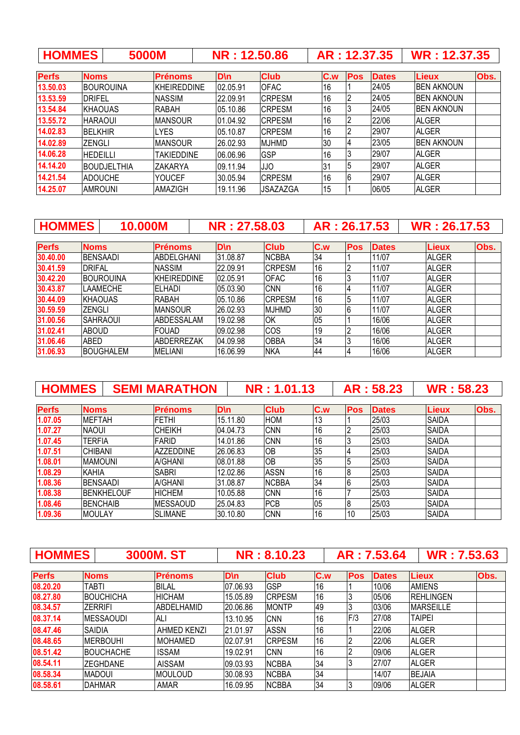| HOMMES | 5000M | NR : 12.50.86 | AR : 12.37.35 | WR : 12.37.35 |
|---|---|---|---|---|

| Perfs | Noms | Prénoms | D\n | Club | C.w | Pos | Dates | Lieux | Obs. |
|---|---|---|---|---|---|---|---|---|---|
| 13.50.03 | BOUROUINA | KHEIREDDINE | 02.05.91 | OFAC | 16 | 1 | 24/05 | BEN AKNOUN | |
| 13.53.59 | DRIFEL | NASSIM | 22.09.91 | CRPESM | 16 | 2 | 24/05 | BEN AKNOUN | |
| 13.54.84 | KHAOUAS | RABAH | 05.10.86 | CRPESM | 16 | 3 | 24/05 | BEN AKNOUN | |
| 13.55.72 | HARAOUI | MANSOUR | 01.04.92 | CRPESM | 16 | 2 | 22/06 | ALGER | |
| 14.02.83 | BELKHIR | LYES | 05.10.87 | CRPESM | 16 | 2 | 29/07 | ALGER | |
| 14.02.89 | ZENGLI | MANSOUR | 26.02.93 | MJHMD | 30 | 4 | 23/05 | BEN AKNOUN | |
| 14.06.28 | HEDEILLI | TAKIEDDINE | 06.06.96 | GSP | 16 | 3 | 29/07 | ALGER | |
| 14.14.20 | BOUDJELTHIA | ZAKARYA | 09.11.94 | JJO | 31 | 5 | 29/07 | ALGER | |
| 14.21.54 | ADOUCHE | YOUCEF | 30.05.94 | CRPESM | 16 | 6 | 29/07 | ALGER | |
| 14.25.07 | AMROUNI | AMAZIGH | 19.11.96 | JSAZAZGA | 15 | 1 | 06/05 | ALGER | |

| HOMMES | 10.000M | NR : 27.58.03 | AR : 26.17.53 | WR : 26.17.53 |
|---|---|---|---|---|

| Perfs | Noms | Prénoms | D\n | Club | C.w | Pos | Dates | Lieux | Obs. |
|---|---|---|---|---|---|---|---|---|---|
| 30.40.00 | BENSAADI | ABDELGHANI | 31.08.87 | NCBBA | 34 | 1 | 11/07 | ALGER | |
| 30.41.59 | DRIFAL | NASSIM | 22.09.91 | CRPESM | 16 | 2 | 11/07 | ALGER | |
| 30.42.20 | BOUROUINA | KHEIREDDINE | 02.05.91 | OFAC | 16 | 3 | 11/07 | ALGER | |
| 30.43.87 | LAAMECHE | ELHADI | 05.03.90 | CNN | 16 | 4 | 11/07 | ALGER | |
| 30.44.09 | KHAOUAS | RABAH | 05.10.86 | CRPESM | 16 | 5 | 11/07 | ALGER | |
| 30.59.59 | ZENGLI | MANSOUR | 26.02.93 | MJHMD | 30 | 6 | 11/07 | ALGER | |
| 31.00.56 | SAHRAOUI | ABDESSALAM | 19.02.98 | OK | 05 | 1 | 16/06 | ALGER | |
| 31.02.41 | ABOUD | FOUAD | 09.02.98 | COS | 19 | 2 | 16/06 | ALGER | |
| 31.06.46 | ABED | ABDERREZAK | 04.09.98 | OBBA | 34 | 3 | 16/06 | ALGER | |
| 31.06.93 | BOUGHALEM | MELIANI | 16.06.99 | NKA | 44 | 4 | 16/06 | ALGER | |

| HOMMES | SEMI MARATHON | NR : 1.01.13 | AR : 58.23 | WR : 58.23 |
|---|---|---|---|---|

| Perfs | Noms | Prénoms | D\n | Club | C.w | Pos | Dates | Lieux | Obs. |
|---|---|---|---|---|---|---|---|---|---|
| 1.07.05 | MEFTAH | FETHI | 15.11.80 | HOM | 13 | 1 | 25/03 | SAIDA | |
| 1.07.27 | NAOUI | CHEIKH | 04.04.73 | CNN | 16 | 2 | 25/03 | SAIDA | |
| 1.07.45 | TERFIA | FARID | 14.01.86 | CNN | 16 | 3 | 25/03 | SAIDA | |
| 1.07.51 | CHIBANI | AZZEDDINE | 26.06.83 | OB | 35 | 4 | 25/03 | SAIDA | |
| 1.08.01 | MAMOUNI | A/GHANI | 08.01.88 | OB | 35 | 5 | 25/03 | SAIDA | |
| 1.08.29 | KAHIA | SABRI | 12.02.86 | ASSN | 16 | 8 | 25/03 | SAIDA | |
| 1.08.36 | BENSAADI | A/GHANI | 31.08.87 | NCBBA | 34 | 6 | 25/03 | SAIDA | |
| 1.08.38 | BENKHELOUF | HICHEM | 10.05.88 | CNN | 16 | 7 | 25/03 | SAIDA | |
| 1.08.46 | BENCHAIB | MESSAOUD | 25.04.83 | PCB | 05 | 8 | 25/03 | SAIDA | |
| 1.09.36 | MOULAY | SLIMANE | 30.10.80 | CNN | 16 | 10 | 25/03 | SAIDA | |

| HOMMES | 3000M. ST | NR : 8.10.23 | AR : 7.53.64 | WR : 7.53.63 |
|---|---|---|---|---|

| Perfs | Noms | Prénoms | D\n | Club | C.w | Pos | Dates | Lieux | Obs. |
|---|---|---|---|---|---|---|---|---|---|
| 08.20.20 | TABTI | BILAL | 07.06.93 | GSP | 16 | 1 | 10/06 | AMIENS | |
| 08.27.80 | BOUCHICHA | HICHAM | 15.05.89 | CRPESM | 16 | 3 | 05/06 | REHLINGEN | |
| 08.34.57 | ZERRIFI | ABDELHAMID | 20.06.86 | MONTP | 49 | 3 | 03/06 | MARSEILLE | |
| 08.37.14 | MESSAOUDI | ALI | 13.10.95 | CNN | 16 | F/3 | 27/08 | TAIPEI | |
| 08.47.46 | SAIDIA | AHMED KENZI | 21.01.97 | ASSN | 16 | 1 | 22/06 | ALGER | |
| 08.48.65 | MERBOUHI | MOHAMED | 02.07.91 | CRPESM | 16 | 2 | 22/06 | ALGER | |
| 08.51.42 | BOUCHACHE | ISSAM | 19.02.91 | CNN | 16 | 2 | 09/06 | ALGER | |
| 08.54.11 | ZEGHDANE | AISSAM | 09.03.93 | NCBBA | 34 | 3 | 27/07 | ALGER | |
| 08.58.34 | MADOUI | MOULOUD | 30.08.93 | NCBBA | 34 | | 14/07 | BEJAIA | |
| 08.58.61 | DAHMAR | AMAR | 16.09.95 | NCBBA | 34 | 3 | 09/06 | ALGER | |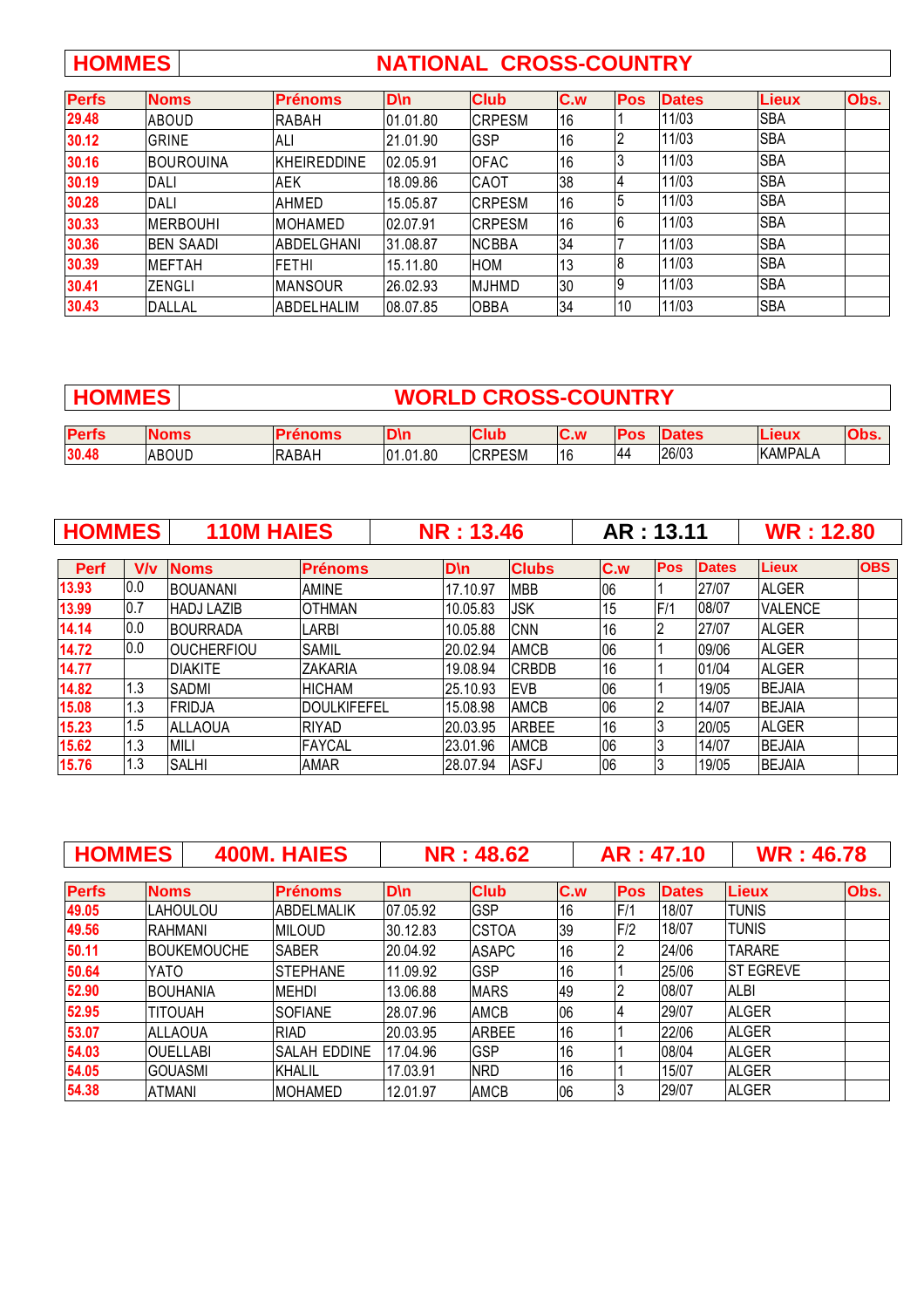## HOMMES — NATIONAL CROSS-COUNTRY

| Perfs | Noms | Prénoms | D\n | Club | C.w | Pos | Dates | Lieux | Obs. |
|---|---|---|---|---|---|---|---|---|---|
| 29.48 | ABOUD | RABAH | 01.01.80 | CRPESM | 16 | 1 | 11/03 | SBA | |
| 30.12 | GRINE | ALI | 21.01.90 | GSP | 16 | 2 | 11/03 | SBA | |
| 30.16 | BOUROUINA | KHEIREDDINE | 02.05.91 | OFAC | 16 | 3 | 11/03 | SBA | |
| 30.19 | DALI | AEK | 18.09.86 | CAOT | 38 | 4 | 11/03 | SBA | |
| 30.28 | DALI | AHMED | 15.05.87 | CRPESM | 16 | 5 | 11/03 | SBA | |
| 30.33 | MERBOUHI | MOHAMED | 02.07.91 | CRPESM | 16 | 6 | 11/03 | SBA | |
| 30.36 | BEN SAADI | ABDELGHANI | 31.08.87 | NCBBA | 34 | 7 | 11/03 | SBA | |
| 30.39 | MEFTAH | FETHI | 15.11.80 | HOM | 13 | 8 | 11/03 | SBA | |
| 30.41 | ZENGLI | MANSOUR | 26.02.93 | MJHMD | 30 | 9 | 11/03 | SBA | |
| 30.43 | DALLAL | ABDELHALIM | 08.07.85 | OBBA | 34 | 10 | 11/03 | SBA | |

## HOMMES — WORLD CROSS-COUNTRY

| Perfs | Noms | Prénoms | D\n | Club | C.w | Pos | Dates | Lieux | Obs. |
|---|---|---|---|---|---|---|---|---|---|
| 30.48 | ABOUD | RABAH | 01.01.80 | CRPESM | 16 | 44 | 26/03 | KAMPALA | |

## HOMMES — 110M HAIES — NR : 13.46 — AR : 13.11 — WR : 12.80

| Perf | V/v | Noms | Prénoms | D\n | Clubs | C.w | Pos | Dates | Lieux | OBS |
|---|---|---|---|---|---|---|---|---|---|---|
| 13.93 | 0.0 | BOUANANI | AMINE | 17.10.97 | MBB | 06 | 1 | 27/07 | ALGER | |
| 13.99 | 0.7 | HADJ LAZIB | OTHMAN | 10.05.83 | JSK | 15 | F/1 | 08/07 | VALENCE | |
| 14.14 | 0.0 | BOURRADA | LARBI | 10.05.88 | CNN | 16 | 2 | 27/07 | ALGER | |
| 14.72 | 0.0 | OUCHERFIOU | SAMIL | 20.02.94 | AMCB | 06 | 1 | 09/06 | ALGER | |
| 14.77 | | DIAKITE | ZAKARIA | 19.08.94 | CRBDB | 16 | 1 | 01/04 | ALGER | |
| 14.82 | 1.3 | SADMI | HICHAM | 25.10.93 | EVB | 06 | 1 | 19/05 | BEJAIA | |
| 15.08 | 1.3 | FRIDJA | DOULKIFEFEL | 15.08.98 | AMCB | 06 | 2 | 14/07 | BEJAIA | |
| 15.23 | 1.5 | ALLAOUA | RIYAD | 20.03.95 | ARBEE | 16 | 3 | 20/05 | ALGER | |
| 15.62 | 1.3 | MILI | FAYCAL | 23.01.96 | AMCB | 06 | 3 | 14/07 | BEJAIA | |
| 15.76 | 1.3 | SALHI | AMAR | 28.07.94 | ASFJ | 06 | 3 | 19/05 | BEJAIA | |

## HOMMES — 400M. HAIES — NR : 48.62 — AR : 47.10 — WR : 46.78

| Perfs | Noms | Prénoms | D\n | Club | C.w | Pos | Dates | Lieux | Obs. |
|---|---|---|---|---|---|---|---|---|---|
| 49.05 | LAHOULOU | ABDELMALIK | 07.05.92 | GSP | 16 | F/1 | 18/07 | TUNIS | |
| 49.56 | RAHMANI | MILOUD | 30.12.83 | CSTOA | 39 | F/2 | 18/07 | TUNIS | |
| 50.11 | BOUKEMOUCHE | SABER | 20.04.92 | ASAPC | 16 | 2 | 24/06 | TARARE | |
| 50.64 | YATO | STEPHANE | 11.09.92 | GSP | 16 | 1 | 25/06 | ST EGREVE | |
| 52.90 | BOUHANIA | MEHDI | 13.06.88 | MARS | 49 | 2 | 08/07 | ALBI | |
| 52.95 | TITOUAH | SOFIANE | 28.07.96 | AMCB | 06 | 4 | 29/07 | ALGER | |
| 53.07 | ALLAOUA | RIAD | 20.03.95 | ARBEE | 16 | 1 | 22/06 | ALGER | |
| 54.03 | OUELLABI | SALAH EDDINE | 17.04.96 | GSP | 16 | 1 | 08/04 | ALGER | |
| 54.05 | GOUASMI | KHALIL | 17.03.91 | NRD | 16 | 1 | 15/07 | ALGER | |
| 54.38 | ATMANI | MOHAMED | 12.01.97 | AMCB | 06 | 3 | 29/07 | ALGER | |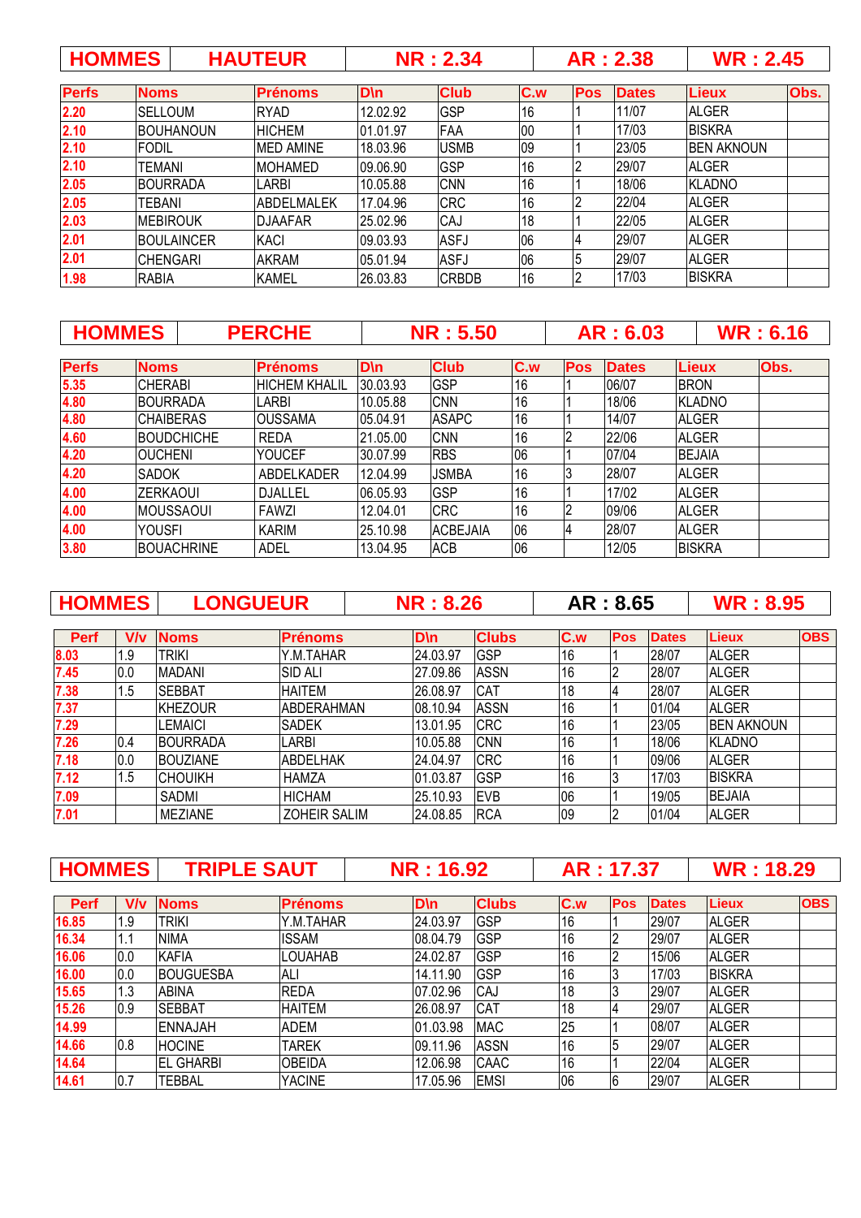| HOMMES | HAUTEUR | NR : 2.34 | AR : 2.38 | WR : 2.45 |
|---|---|---|---|---|

| Perfs | Noms | Prénoms | D\n | Club | C.w | Pos | Dates | Lieux | Obs. |
|---|---|---|---|---|---|---|---|---|---|
| 2.20 | SELLOUM | RYAD | 12.02.92 | GSP | 16 | 1 | 11/07 | ALGER | |
| 2.10 | BOUHANOUN | HICHEM | 01.01.97 | FAA | 00 | 1 | 17/03 | BISKRA | |
| 2.10 | FODIL | MED AMINE | 18.03.96 | USMB | 09 | 1 | 23/05 | BEN AKNOUN | |
| 2.10 | TEMANI | MOHAMED | 09.06.90 | GSP | 16 | 2 | 29/07 | ALGER | |
| 2.05 | BOURRADA | LARBI | 10.05.88 | CNN | 16 | 1 | 18/06 | KLADNO | |
| 2.05 | TEBANI | ABDELMALEK | 17.04.96 | CRC | 16 | 2 | 22/04 | ALGER | |
| 2.03 | MEBIROUK | DJAAFAR | 25.02.96 | CAJ | 18 | 1 | 22/05 | ALGER | |
| 2.01 | BOULAINCER | KACI | 09.03.93 | ASFJ | 06 | 4 | 29/07 | ALGER | |
| 2.01 | CHENGARI | AKRAM | 05.01.94 | ASFJ | 06 | 5 | 29/07 | ALGER | |
| 1.98 | RABIA | KAMEL | 26.03.83 | CRBDB | 16 | 2 | 17/03 | BISKRA | |

| HOMMES | PERCHE | NR : 5.50 | AR : 6.03 | WR : 6.16 |
|---|---|---|---|---|

| Perfs | Noms | Prénoms | D\n | Club | C.w | Pos | Dates | Lieux | Obs. |
|---|---|---|---|---|---|---|---|---|---|
| 5.35 | CHERABI | HICHEM KHALIL | 30.03.93 | GSP | 16 | 1 | 06/07 | BRON | |
| 4.80 | BOURRADA | LARBI | 10.05.88 | CNN | 16 | 1 | 18/06 | KLADNO | |
| 4.80 | CHAIBERAS | OUSSAMA | 05.04.91 | ASAPC | 16 | 1 | 14/07 | ALGER | |
| 4.60 | BOUDCHICHE | REDA | 21.05.00 | CNN | 16 | 2 | 22/06 | ALGER | |
| 4.20 | OUCHENI | YOUCEF | 30.07.99 | RBS | 06 | 1 | 07/04 | BEJAIA | |
| 4.20 | SADOK | ABDELKADER | 12.04.99 | JSMBA | 16 | 3 | 28/07 | ALGER | |
| 4.00 | ZERKAOUI | DJALLEL | 06.05.93 | GSP | 16 | 1 | 17/02 | ALGER | |
| 4.00 | MOUSSAOUI | FAWZI | 12.04.01 | CRC | 16 | 2 | 09/06 | ALGER | |
| 4.00 | YOUSFI | KARIM | 25.10.98 | ACBEJAIA | 06 | 4 | 28/07 | ALGER | |
| 3.80 | BOUACHRINE | ADEL | 13.04.95 | ACB | 06 | | 12/05 | BISKRA | |

| HOMMES | LONGUEUR | NR : 8.26 | AR : 8.65 | WR : 8.95 |
|---|---|---|---|---|

| Perf | V\v | Noms | Prénoms | D\n | Clubs | C.w | Pos | Dates | Lieux | OBS |
|---|---|---|---|---|---|---|---|---|---|---|
| 8.03 | 1.9 | TRIKI | Y.M.TAHAR | 24.03.97 | GSP | 16 | 1 | 28/07 | ALGER | |
| 7.45 | 0.0 | MADANI | SID ALI | 27.09.86 | ASSN | 16 | 2 | 28/07 | ALGER | |
| 7.38 | 1.5 | SEBBAT | HAITEM | 26.08.97 | CAT | 18 | 4 | 28/07 | ALGER | |
| 7.37 | | KHEZOUR | ABDERAHMAN | 08.10.94 | ASSN | 16 | 1 | 01/04 | ALGER | |
| 7.29 | | LEMAICI | SADEK | 13.01.95 | CRC | 16 | 1 | 23/05 | BEN AKNOUN | |
| 7.26 | 0.4 | BOURRADA | LARBI | 10.05.88 | CNN | 16 | 1 | 18/06 | KLADNO | |
| 7.18 | 0.0 | BOUZIANE | ABDELHAK | 24.04.97 | CRC | 16 | 1 | 09/06 | ALGER | |
| 7.12 | 1.5 | CHOUIKH | HAMZA | 01.03.87 | GSP | 16 | 3 | 17/03 | BISKRA | |
| 7.09 | | SADMI | HICHAM | 25.10.93 | EVB | 06 | 1 | 19/05 | BEJAIA | |
| 7.01 | | MEZIANE | ZOHEIR SALIM | 24.08.85 | RCA | 09 | 2 | 01/04 | ALGER | |

| HOMMES | TRIPLE SAUT | NR : 16.92 | AR : 17.37 | WR : 18.29 |
|---|---|---|---|---|

| Perf | V\v | Noms | Prénoms | D\n | Clubs | C.w | Pos | Dates | Lieux | OBS |
|---|---|---|---|---|---|---|---|---|---|---|
| 16.85 | 1.9 | TRIKI | Y.M.TAHAR | 24.03.97 | GSP | 16 | 1 | 29/07 | ALGER | |
| 16.34 | 1.1 | NIMA | ISSAM | 08.04.79 | GSP | 16 | 2 | 29/07 | ALGER | |
| 16.06 | 0.0 | KAFIA | LOUAHAB | 24.02.87 | GSP | 16 | 2 | 15/06 | ALGER | |
| 16.00 | 0.0 | BOUGUESBA | ALI | 14.11.90 | GSP | 16 | 3 | 17/03 | BISKRA | |
| 15.65 | 1.3 | ABINA | REDA | 07.02.96 | CAJ | 18 | 3 | 29/07 | ALGER | |
| 15.26 | 0.9 | SEBBAT | HAITEM | 26.08.97 | CAT | 18 | 4 | 29/07 | ALGER | |
| 14.99 | | ENNAJAH | ADEM | 01.03.98 | MAC | 25 | 1 | 08/07 | ALGER | |
| 14.66 | 0.8 | HOCINE | TAREK | 09.11.96 | ASSN | 16 | 5 | 29/07 | ALGER | |
| 14.64 | | EL GHARBI | OBEIDA | 12.06.98 | CAAC | 16 | 1 | 22/04 | ALGER | |
| 14.61 | 0.7 | TEBBAL | YACINE | 17.05.96 | EMSI | 06 | 6 | 29/07 | ALGER | |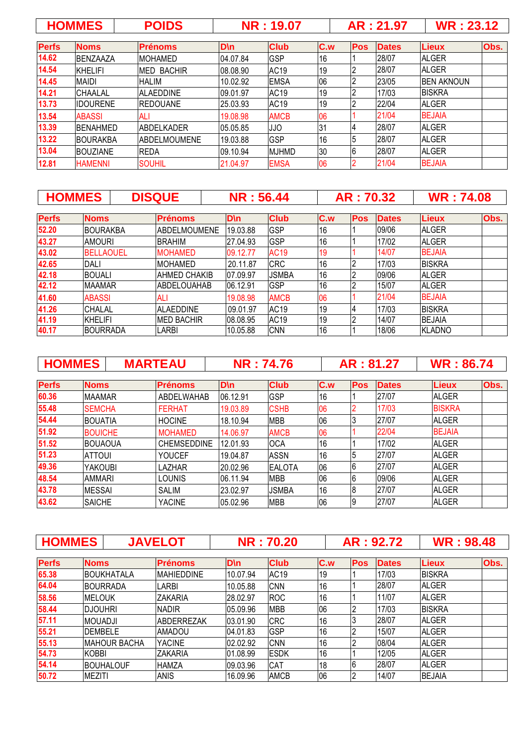| HOMMES | POIDS | NR : 19.07 | AR : 21.97 | WR : 23.12 |
|---|---|---|---|---|

| Perfs | Noms | Prénoms | D\n | Club | C.w | Pos | Dates | Lieux | Obs. |
|---|---|---|---|---|---|---|---|---|---|
| 14.62 | BENZAAZA | MOHAMED | 04.07.84 | GSP | 16 | 1 | 28/07 | ALGER | |
| 14.54 | KHELIFI | MED BACHIR | 08.08.90 | AC19 | 19 | 2 | 28/07 | ALGER | |
| 14.45 | MAIDI | HALIM | 10.02.92 | EMSA | 06 | 2 | 23/05 | BEN AKNOUN | |
| 14.21 | CHAALAL | ALAEDDINE | 09.01.97 | AC19 | 19 | 2 | 17/03 | BISKRA | |
| 13.73 | IDOURENE | REDOUANE | 25.03.93 | AC19 | 19 | 2 | 22/04 | ALGER | |
| 13.54 | ABASSI | ALI | 19.08.98 | AMCB | 06 | 1 | 21/04 | BEJAIA | |
| 13.39 | BENAHMED | ABDELKADER | 05.05.85 | JJO | 31 | 4 | 28/07 | ALGER | |
| 13.22 | BOURAKBA | ABDELMOUMENE | 19.03.88 | GSP | 16 | 5 | 28/07 | ALGER | |
| 13.04 | BOUZIANE | REDA | 09.10.94 | MJHMD | 30 | 6 | 28/07 | ALGER | |
| 12.81 | HAMENNI | SOUHIL | 21.04.97 | EMSA | 06 | 2 | 21/04 | BEJAIA | |

| HOMMES | DISQUE | NR : 56.44 | AR : 70.32 | WR : 74.08 |
|---|---|---|---|---|

| Perfs | Noms | Prénoms | D\n | Club | C.w | Pos | Dates | Lieux | Obs. |
|---|---|---|---|---|---|---|---|---|---|
| 52.20 | BOURAKBA | ABDELMOUMENE | 19.03.88 | GSP | 16 | 1 | 09/06 | ALGER | |
| 43.27 | AMOURI | BRAHIM | 27.04.93 | GSP | 16 | 1 | 17/02 | ALGER | |
| 43.02 | BELLAOUEL | MOHAMED | 09.12.77 | AC19 | 19 | 1 | 14/07 | BEJAIA | |
| 42.65 | DALI | MOHAMED | 20.11.87 | CRC | 16 | 2 | 17/03 | BISKRA | |
| 42.18 | BOUALI | AHMED CHAKIB | 07.09.97 | JSMBA | 16 | 2 | 09/06 | ALGER | |
| 42.12 | MAAMAR | ABDELOUAHAB | 06.12.91 | GSP | 16 | 2 | 15/07 | ALGER | |
| 41.60 | ABASSI | ALI | 19.08.98 | AMCB | 06 | 1 | 21/04 | BEJAIA | |
| 41.26 | CHALAL | ALAEDDINE | 09.01.97 | AC19 | 19 | 4 | 17/03 | BISKRA | |
| 41.19 | KHELIFI | MED BACHIR | 08.08.95 | AC19 | 19 | 2 | 14/07 | BEJAIA | |
| 40.17 | BOURRADA | LARBI | 10.05.88 | CNN | 16 | 1 | 18/06 | KLADNO | |

| HOMMES | MARTEAU | NR : 74.76 | AR : 81.27 | WR : 86.74 |
|---|---|---|---|---|

| Perfs | Noms | Prénoms | D\n | Club | C.w | Pos | Dates | Lieux | Obs. |
|---|---|---|---|---|---|---|---|---|---|
| 60.36 | MAAMAR | ABDELWAHAB | 06.12.91 | GSP | 16 | 1 | 27/07 | ALGER | |
| 55.48 | SEMCHA | FERHAT | 19.03.89 | CSHB | 06 | 2 | 17/03 | BISKRA | |
| 54.44 | BOUATIA | HOCINE | 18.10.94 | MBB | 06 | 3 | 27/07 | ALGER | |
| 51.92 | BOUICHE | MOHAMED | 14.06.97 | AMCB | 06 | 1 | 22/04 | BEJAIA | |
| 51.52 | BOUAOUA | CHEMSEDDINE | 12.01.93 | OCA | 16 | 1 | 17/02 | ALGER | |
| 51.23 | ATTOUI | YOUCEF | 19.04.87 | ASSN | 16 | 5 | 27/07 | ALGER | |
| 49.36 | YAKOUBI | LAZHAR | 20.02.96 | EALOTA | 06 | 6 | 27/07 | ALGER | |
| 48.54 | AMMARI | LOUNIS | 06.11.94 | MBB | 06 | 6 | 09/06 | ALGER | |
| 43.78 | MESSAI | SALIM | 23.02.97 | JSMBA | 16 | 8 | 27/07 | ALGER | |
| 43.62 | SAICHE | YACINE | 05.02.96 | MBB | 06 | 9 | 27/07 | ALGER | |

| HOMMES | JAVELOT | NR : 70.20 | AR : 92.72 | WR : 98.48 |
|---|---|---|---|---|

| Perfs | Noms | Prénoms | D\n | Club | C.w | Pos | Dates | Lieux | Obs. |
|---|---|---|---|---|---|---|---|---|---|
| 65.38 | BOUKHATALA | MAHIEDDINE | 10.07.94 | AC19 | 19 | 1 | 17/03 | BISKRA | |
| 64.04 | BOURRADA | LARBI | 10.05.88 | CNN | 16 | 1 | 28/07 | ALGER | |
| 58.56 | MELOUK | ZAKARIA | 28.02.97 | ROC | 16 | 1 | 11/07 | ALGER | |
| 58.44 | DJOUHRI | NADIR | 05.09.96 | MBB | 06 | 2 | 17/03 | BISKRA | |
| 57.11 | MOUADJI | ABDERREZAK | 03.01.90 | CRC | 16 | 3 | 28/07 | ALGER | |
| 55.21 | DEMBELE | AMADOU | 04.01.83 | GSP | 16 | 2 | 15/07 | ALGER | |
| 55.13 | MAHOUR BACHA | YACINE | 02.02.92 | CNN | 16 | 2 | 08/04 | ALGER | |
| 54.73 | KOBBI | ZAKARIA | 01.08.99 | ESDK | 16 | 1 | 12/05 | ALGER | |
| 54.14 | BOUHALOUF | HAMZA | 09.03.96 | CAT | 18 | 6 | 28/07 | ALGER | |
| 50.72 | MEZITI | ANIS | 16.09.96 | AMCB | 06 | 2 | 14/07 | BEJAIA | |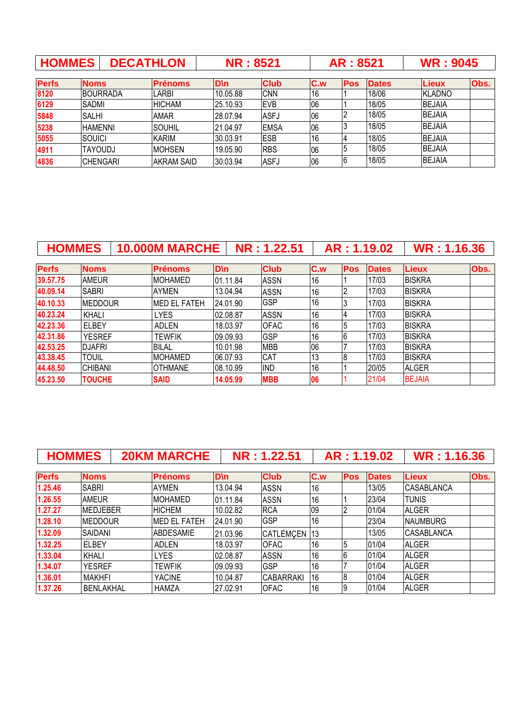| HOMMES | DECATHLON | NR : 8521 | AR : 8521 | WR : 9045 |
|---|---|---|---|---|

| Perfs | Noms | Prénoms | D\n | Club | C.w | Pos | Dates | Lieux | Obs. |
|---|---|---|---|---|---|---|---|---|---|
| 8120 | BOURRADA | LARBI | 10.05.88 | CNN | 16 | 1 | 18/06 | KLADNO | |
| 6129 | SADMI | HICHAM | 25.10.93 | EVB | 06 | 1 | 18/05 | BEJAIA | |
| 5848 | SALHI | AMAR | 28.07.94 | ASFJ | 06 | 2 | 18/05 | BEJAIA | |
| 5238 | HAMENNI | SOUHIL | 21.04.97 | EMSA | 06 | 3 | 18/05 | BEJAIA | |
| 5055 | SOUICI | KARIM | 30.03.91 | ESB | 16 | 4 | 18/05 | BEJAIA | |
| 4911 | TAYOUDJ | MOHSEN | 19.05.90 | RBS | 06 | 5 | 18/05 | BEJAIA | |
| 4836 | CHENGARI | AKRAM SAID | 30.03.94 | ASFJ | 06 | 6 | 18/05 | BEJAIA | |

| HOMMES | 10.000M MARCHE | NR : 1.22.51 | AR : 1.19.02 | WR : 1.16.36 |
|---|---|---|---|---|

| Perfs | Noms | Prénoms | D\n | Club | C.w | Pos | Dates | Lieux | Obs. |
|---|---|---|---|---|---|---|---|---|---|
| 39.57.75 | AMEUR | MOHAMED | 01.11.84 | ASSN | 16 | 1 | 17/03 | BISKRA | |
| 40.09.14 | SABRI | AYMEN | 13.04.94 | ASSN | 16 | 2 | 17/03 | BISKRA | |
| 40.10.33 | MEDDOUR | MED EL FATEH | 24.01.90 | GSP | 16 | 3 | 17/03 | BISKRA | |
| 40.23.24 | KHALI | LYES | 02.08.87 | ASSN | 16 | 4 | 17/03 | BISKRA | |
| 42.23.36 | ELBEY | ADLEN | 18.03.97 | OFAC | 16 | 5 | 17/03 | BISKRA | |
| 42.31.86 | YESREF | TEWFIK | 09.09.93 | GSP | 16 | 6 | 17/03 | BISKRA | |
| 42.53.25 | DJAFRI | BILAL | 10.01.98 | MBB | 06 | 7 | 17/03 | BISKRA | |
| 43.38.45 | TOUIL | MOHAMED | 06.07.93 | CAT | 13 | 8 | 17/03 | BISKRA | |
| 44.48.50 | CHIBANI | OTHMANE | 08.10.99 | IND | 16 | 1 | 20/05 | ALGER | |
| 45.23.50 | TOUCHE | SAID | 14.05.99 | MBB | 06 | 1 | 21/04 | BEJAIA | |

| HOMMES | 20KM MARCHE | NR : 1.22.51 | AR : 1.19.02 | WR : 1.16.36 |
|---|---|---|---|---|

| Perfs | Noms | Prénoms | D\n | Club | C.w | Pos | Dates | Lieux | Obs. |
|---|---|---|---|---|---|---|---|---|---|
| 1.25.46 | SABRI | AYMEN | 13.04.94 | ASSN | 16 | | 13/05 | CASABLANCA | |
| 1.26.55 | AMEUR | MOHAMED | 01.11.84 | ASSN | 16 | 1 | 23/04 | TUNIS | |
| 1.27.27 | MEDJEBER | HICHEM | 10.02.82 | RCA | 09 | 2 | 01/04 | ALGER | |
| 1.28.10 | MEDDOUR | MED EL FATEH | 24.01.90 | GSP | 16 | | 23/04 | NAUMBURG | |
| 1.32.09 | SAIDANI | ABDESAMIE | 21.03.96 | CATLEMÇEN | 13 | | 13/05 | CASABLANCA | |
| 1.32.25 | ELBEY | ADLEN | 18.03.97 | OFAC | 16 | 5 | 01/04 | ALGER | |
| 1.33.04 | KHALI | LYES | 02.08.87 | ASSN | 16 | 6 | 01/04 | ALGER | |
| 1.34.07 | YESREF | TEWFIK | 09.09.93 | GSP | 16 | 7 | 01/04 | ALGER | |
| 1.36.01 | MAKHFI | YACINE | 10.04.87 | CABARRAKI | 16 | 8 | 01/04 | ALGER | |
| 1.37.26 | BENLAKHAL | HAMZA | 27.02.91 | OFAC | 16 | 9 | 01/04 | ALGER | |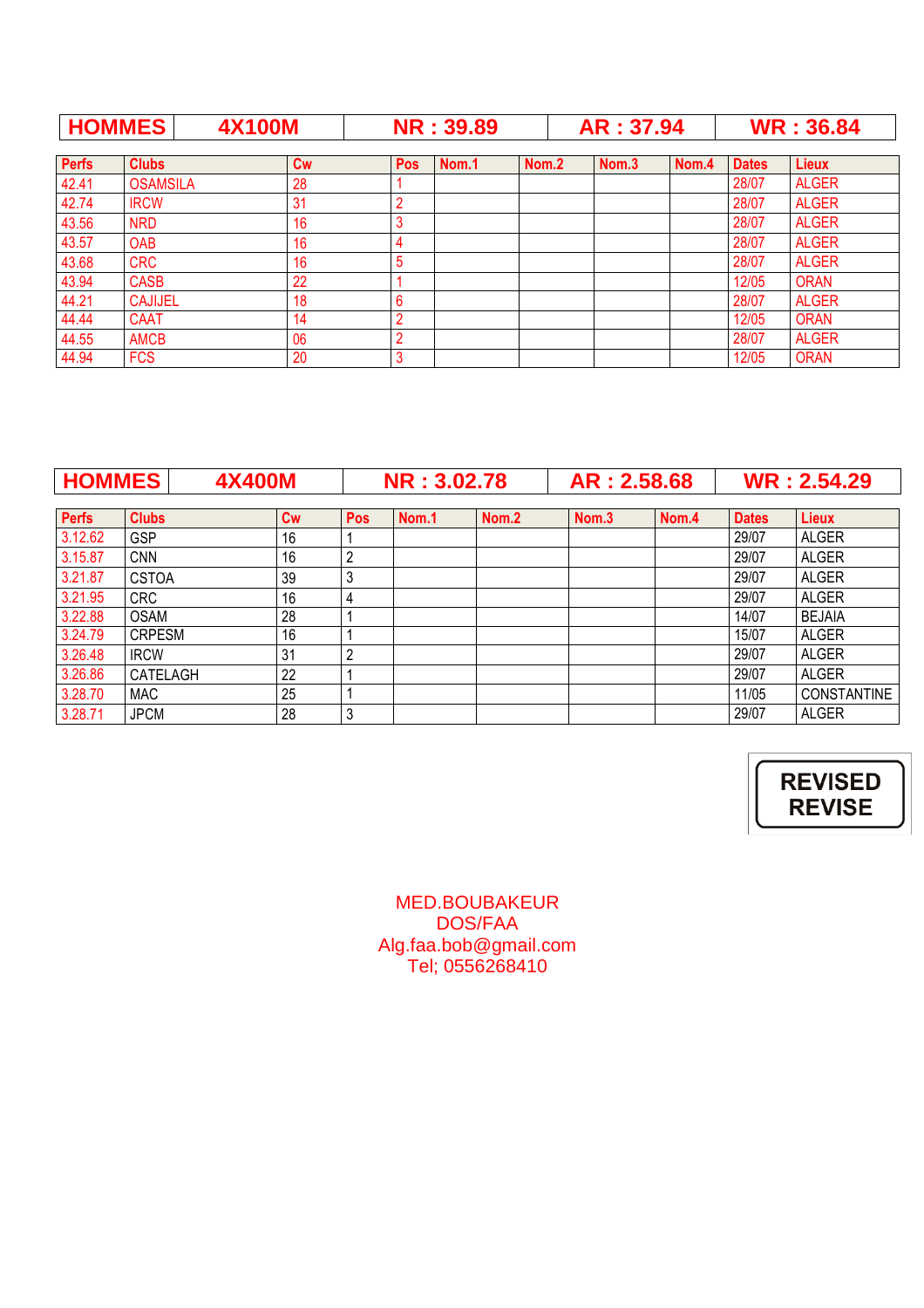| HOMMES | 4X100M | NR : 39.89 | AR : 37.94 | WR : 36.84 |
|---|---|---|---|---|

| Perfs | Clubs | Cw | Pos | Nom.1 | Nom.2 | Nom.3 | Nom.4 | Dates | Lieux |
|---|---|---|---|---|---|---|---|---|---|
| 42.41 | OSAMSILA | 28 | 1 | | | | | 28/07 | ALGER |
| 42.74 | IRCW | 31 | 2 | | | | | 28/07 | ALGER |
| 43.56 | NRD | 16 | 3 | | | | | 28/07 | ALGER |
| 43.57 | OAB | 16 | 4 | | | | | 28/07 | ALGER |
| 43.68 | CRC | 16 | 5 | | | | | 28/07 | ALGER |
| 43.94 | CASB | 22 | 1 | | | | | 12/05 | ORAN |
| 44.21 | CAJIJEL | 18 | 6 | | | | | 28/07 | ALGER |
| 44.44 | CAAT | 14 | 2 | | | | | 12/05 | ORAN |
| 44.55 | AMCB | 06 | 2 | | | | | 28/07 | ALGER |
| 44.94 | FCS | 20 | 3 | | | | | 12/05 | ORAN |

| HOMMES | 4X400M | NR : 3.02.78 | AR : 2.58.68 | WR : 2.54.29 |
|---|---|---|---|---|

| Perfs | Clubs | Cw | Pos | Nom.1 | Nom.2 | Nom.3 | Nom.4 | Dates | Lieux |
|---|---|---|---|---|---|---|---|---|---|
| 3.12.62 | GSP | 16 | 1 | | | | | 29/07 | ALGER |
| 3.15.87 | CNN | 16 | 2 | | | | | 29/07 | ALGER |
| 3.21.87 | CSTOA | 39 | 3 | | | | | 29/07 | ALGER |
| 3.21.95 | CRC | 16 | 4 | | | | | 29/07 | ALGER |
| 3.22.88 | OSAM | 28 | 1 | | | | | 14/07 | BEJAIA |
| 3.24.79 | CRPESM | 16 | 1 | | | | | 15/07 | ALGER |
| 3.26.48 | IRCW | 31 | 2 | | | | | 29/07 | ALGER |
| 3.26.86 | CATELAGH | 22 | 1 | | | | | 29/07 | ALGER |
| 3.28.70 | MAC | 25 | 1 | | | | | 11/05 | CONSTANTINE |
| 3.28.71 | JPCM | 28 | 3 | | | | | 29/07 | ALGER |

**REVISED**
**REVISE**

MED.BOUBAKEUR
DOS/FAA
Alg.faa.bob@gmail.com
Tel; 0556268410